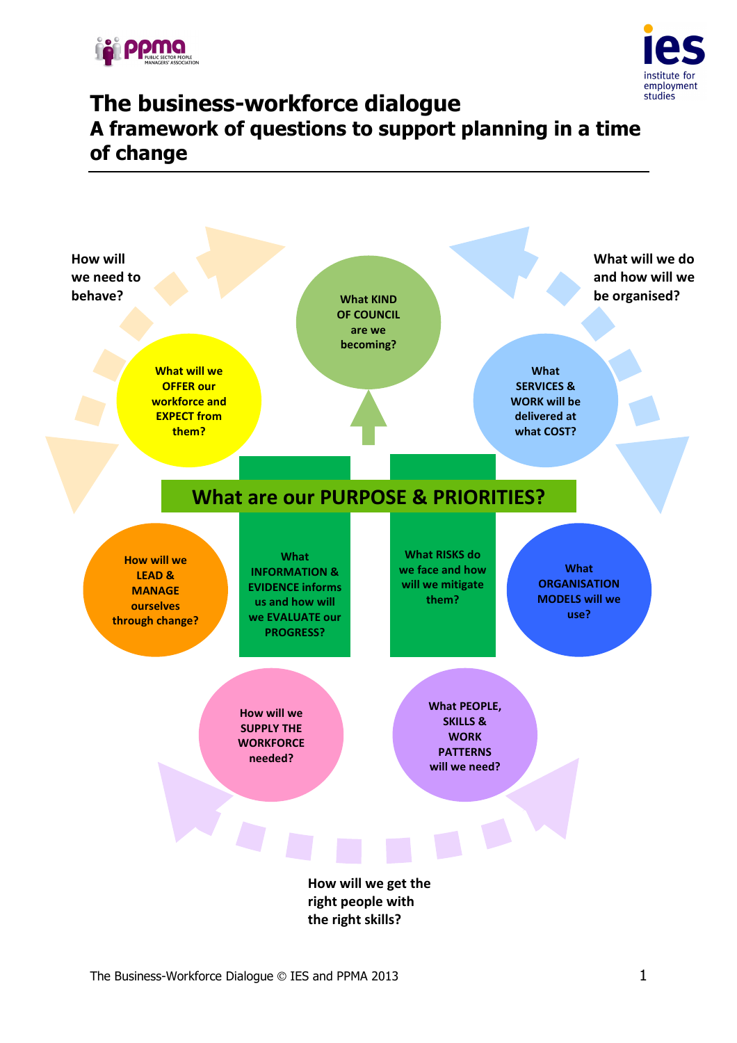# The business-workforce dialogue

## A framework of questions to support planning in a time of change

How will we need to behave?

What KIND OF COUNCIL are we becoming?

What will we do and how will we be organised?

What will we OFFER our workforce and EXPECT from them?

What SERVICES & WORK will be delivered at what COST?

What are our PURPOSE & PRIORITIES?

How will we LEAD & MANAGE ourselves through change?

What INFORMATION & EVIDENCE informs us and how will we EVALUATE our PROGRESS?

What RISKS do we face and how will we mitigate them?

What ORGANISATION MODELS will we use?

How will we SUPPLY THE WORKFORCE needed?

What PEOPLE, SKILLS & WORK PATTERNS will we need?

How will we get the right people with the right skills?

The Business-Workforce Dialogue © IES and PPMA 2013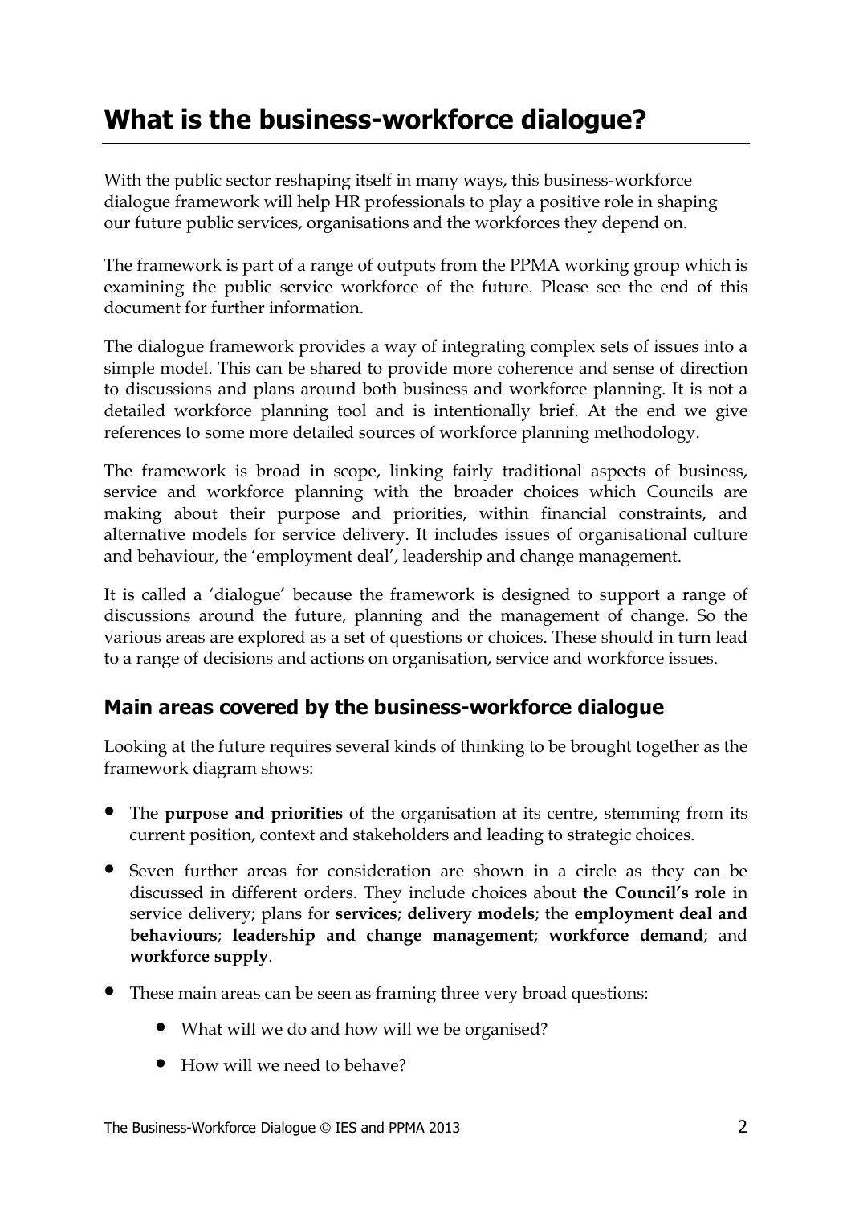# What is the business-workforce dialogue?

With the public sector reshaping itself in many ways, this business-workforce dialogue framework will help HR professionals to play a positive role in shaping our future public services, organisations and the workforces they depend on.

The framework is part of a range of outputs from the PPMA working group which is examining the public service workforce of the future. Please see the end of this document for further information.

The dialogue framework provides a way of integrating complex sets of issues into a simple model. This can be shared to provide more coherence and sense of direction to discussions and plans around both business and workforce planning. It is not a detailed workforce planning tool and is intentionally brief. At the end we give references to some more detailed sources of workforce planning methodology.

The framework is broad in scope, linking fairly traditional aspects of business, service and workforce planning with the broader choices which Councils are making about their purpose and priorities, within financial constraints, and alternative models for service delivery. It includes issues of organisational culture and behaviour, the 'employment deal', leadership and change management.

It is called a 'dialogue' because the framework is designed to support a range of discussions around the future, planning and the management of change. So the various areas are explored as a set of questions or choices. These should in turn lead to a range of decisions and actions on organisation, service and workforce issues.

## Main areas covered by the business-workforce dialogue

Looking at the future requires several kinds of thinking to be brought together as the framework diagram shows:

- The **purpose and priorities** of the organisation at its centre, stemming from its current position, context and stakeholders and leading to strategic choices.
- Seven further areas for consideration are shown in a circle as they can be discussed in different orders. They include choices about **the Council's role** in service delivery; plans for **services**; **delivery models**; the **employment deal and behaviours**; **leadership and change management**; **workforce demand**; and **workforce supply**.
- These main areas can be seen as framing three very broad questions:
    - What will we do and how will we be organised?
    - How will we need to behave?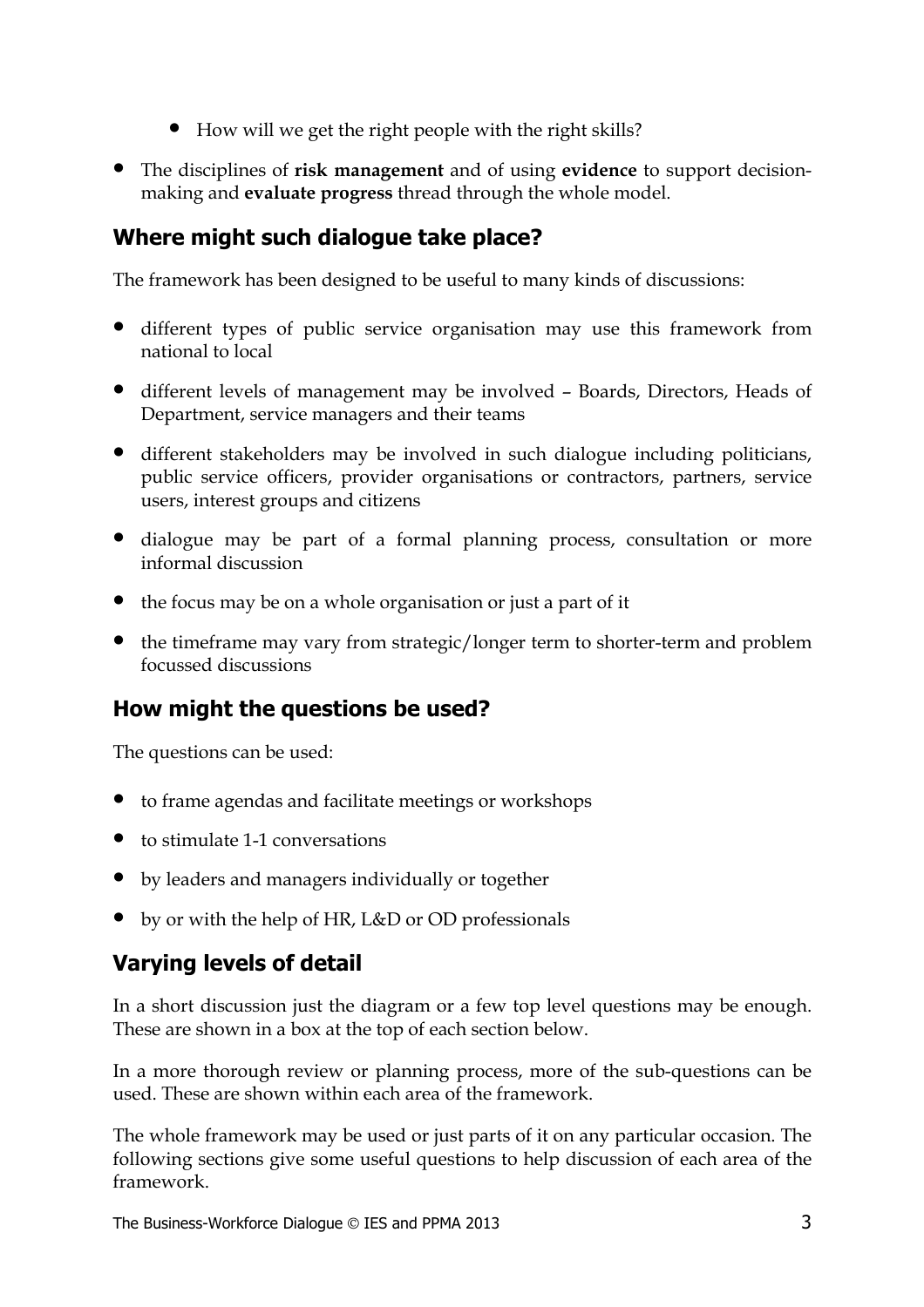- How will we get the right people with the right skills?

- The disciplines of **risk management** and of using **evidence** to support decision-making and **evaluate progress** thread through the whole model.

## Where might such dialogue take place?

The framework has been designed to be useful to many kinds of discussions:

- different types of public service organisation may use this framework from national to local
- different levels of management may be involved – Boards, Directors, Heads of Department, service managers and their teams
- different stakeholders may be involved in such dialogue including politicians, public service officers, provider organisations or contractors, partners, service users, interest groups and citizens
- dialogue may be part of a formal planning process, consultation or more informal discussion
- the focus may be on a whole organisation or just a part of it
- the timeframe may vary from strategic/longer term to shorter-term and problem focussed discussions

## How might the questions be used?

The questions can be used:

- to frame agendas and facilitate meetings or workshops
- to stimulate 1-1 conversations
- by leaders and managers individually or together
- by or with the help of HR, L&D or OD professionals

## Varying levels of detail

In a short discussion just the diagram or a few top level questions may be enough. These are shown in a box at the top of each section below.

In a more thorough review or planning process, more of the sub-questions can be used. These are shown within each area of the framework.

The whole framework may be used or just parts of it on any particular occasion. The following sections give some useful questions to help discussion of each area of the framework.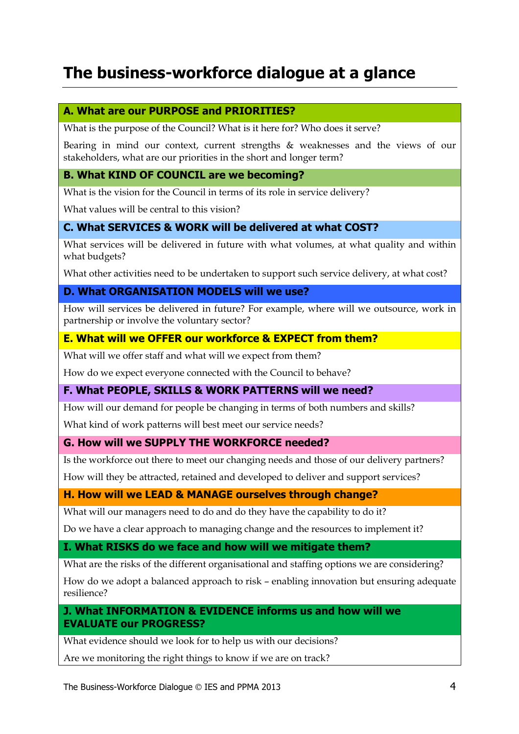# The business-workforce dialogue at a glance

### A. What are our PURPOSE and PRIORITIES?

What is the purpose of the Council? What is it here for? Who does it serve?

Bearing in mind our context, current strengths & weaknesses and the views of our stakeholders, what are our priorities in the short and longer term?

### B. What KIND OF COUNCIL are we becoming?

What is the vision for the Council in terms of its role in service delivery?

What values will be central to this vision?

### C. What SERVICES & WORK will be delivered at what COST?

What services will be delivered in future with what volumes, at what quality and within what budgets?

What other activities need to be undertaken to support such service delivery, at what cost?

### D. What ORGANISATION MODELS will we use?

How will services be delivered in future? For example, where will we outsource, work in partnership or involve the voluntary sector?

### E. What will we OFFER our workforce & EXPECT from them?

What will we offer staff and what will we expect from them?

How do we expect everyone connected with the Council to behave?

### F. What PEOPLE, SKILLS & WORK PATTERNS will we need?

How will our demand for people be changing in terms of both numbers and skills?

What kind of work patterns will best meet our service needs?

### G. How will we SUPPLY THE WORKFORCE needed?

Is the workforce out there to meet our changing needs and those of our delivery partners?

How will they be attracted, retained and developed to deliver and support services?

### H. How will we LEAD & MANAGE ourselves through change?

What will our managers need to do and do they have the capability to do it?

Do we have a clear approach to managing change and the resources to implement it?

### I. What RISKS do we face and how will we mitigate them?

What are the risks of the different organisational and staffing options we are considering?

How do we adopt a balanced approach to risk – enabling innovation but ensuring adequate resilience?

### J. What INFORMATION & EVIDENCE informs us and how will we EVALUATE our PROGRESS?

What evidence should we look for to help us with our decisions?

Are we monitoring the right things to know if we are on track?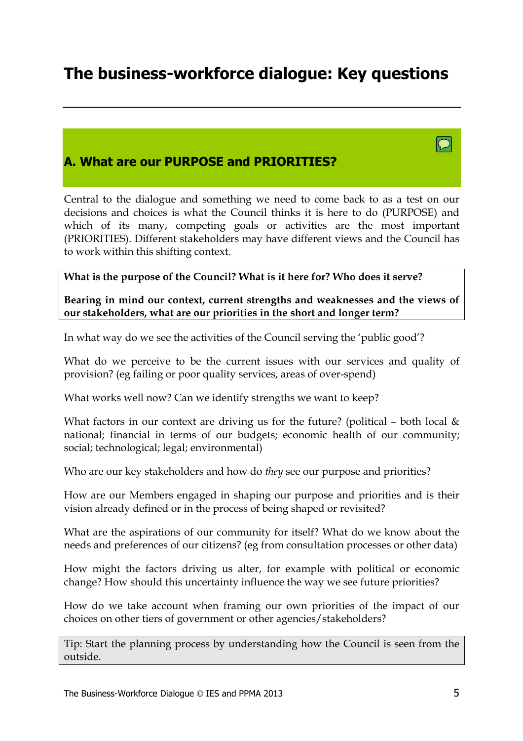# The business-workforce dialogue: Key questions

## A. What are our PURPOSE and PRIORITIES?

Central to the dialogue and something we need to come back to as a test on our decisions and choices is what the Council thinks it is here to do (PURPOSE) and which of its many, competing goals or activities are the most important (PRIORITIES). Different stakeholders may have different views and the Council has to work within this shifting context.

**What is the purpose of the Council? What is it here for? Who does it serve?**

**Bearing in mind our context, current strengths and weaknesses and the views of our stakeholders, what are our priorities in the short and longer term?**

In what way do we see the activities of the Council serving the 'public good'?

What do we perceive to be the current issues with our services and quality of provision? (eg failing or poor quality services, areas of over-spend)

What works well now? Can we identify strengths we want to keep?

What factors in our context are driving us for the future? (political – both local & national; financial in terms of our budgets; economic health of our community; social; technological; legal; environmental)

Who are our key stakeholders and how do *they* see our purpose and priorities?

How are our Members engaged in shaping our purpose and priorities and is their vision already defined or in the process of being shaped or revisited?

What are the aspirations of our community for itself? What do we know about the needs and preferences of our citizens? (eg from consultation processes or other data)

How might the factors driving us alter, for example with political or economic change? How should this uncertainty influence the way we see future priorities?

How do we take account when framing our own priorities of the impact of our choices on other tiers of government or other agencies/stakeholders?

Tip: Start the planning process by understanding how the Council is seen from the outside.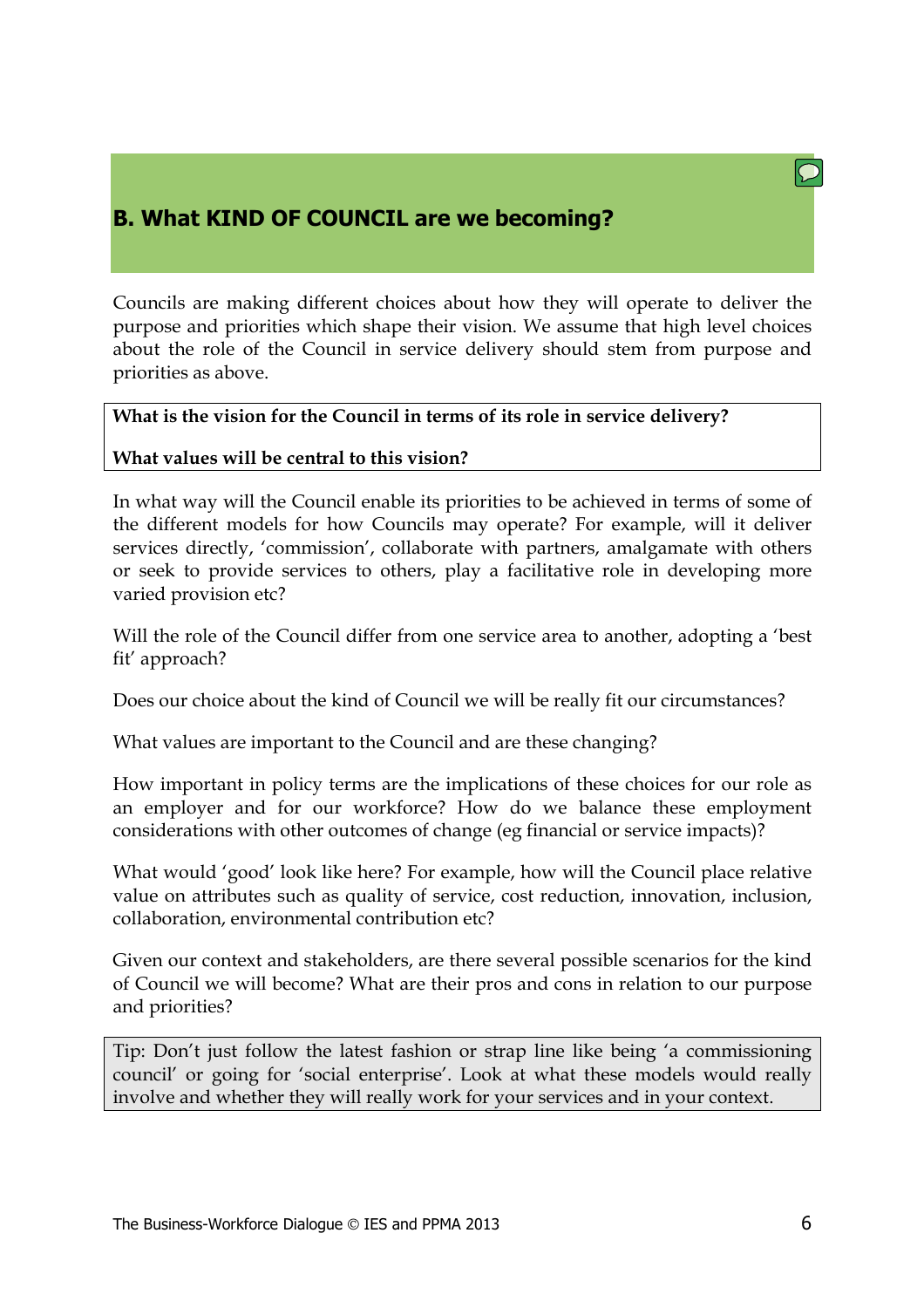## B. What KIND OF COUNCIL are we becoming?

Councils are making different choices about how they will operate to deliver the purpose and priorities which shape their vision. We assume that high level choices about the role of the Council in service delivery should stem from purpose and priorities as above.

**What is the vision for the Council in terms of its role in service delivery?**

**What values will be central to this vision?**

In what way will the Council enable its priorities to be achieved in terms of some of the different models for how Councils may operate? For example, will it deliver services directly, 'commission', collaborate with partners, amalgamate with others or seek to provide services to others, play a facilitative role in developing more varied provision etc?

Will the role of the Council differ from one service area to another, adopting a 'best fit' approach?

Does our choice about the kind of Council we will be really fit our circumstances?

What values are important to the Council and are these changing?

How important in policy terms are the implications of these choices for our role as an employer and for our workforce? How do we balance these employment considerations with other outcomes of change (eg financial or service impacts)?

What would 'good' look like here? For example, how will the Council place relative value on attributes such as quality of service, cost reduction, innovation, inclusion, collaboration, environmental contribution etc?

Given our context and stakeholders, are there several possible scenarios for the kind of Council we will become? What are their pros and cons in relation to our purpose and priorities?

> Tip: Don't just follow the latest fashion or strap line like being 'a commissioning council' or going for 'social enterprise'. Look at what these models would really involve and whether they will really work for your services and in your context.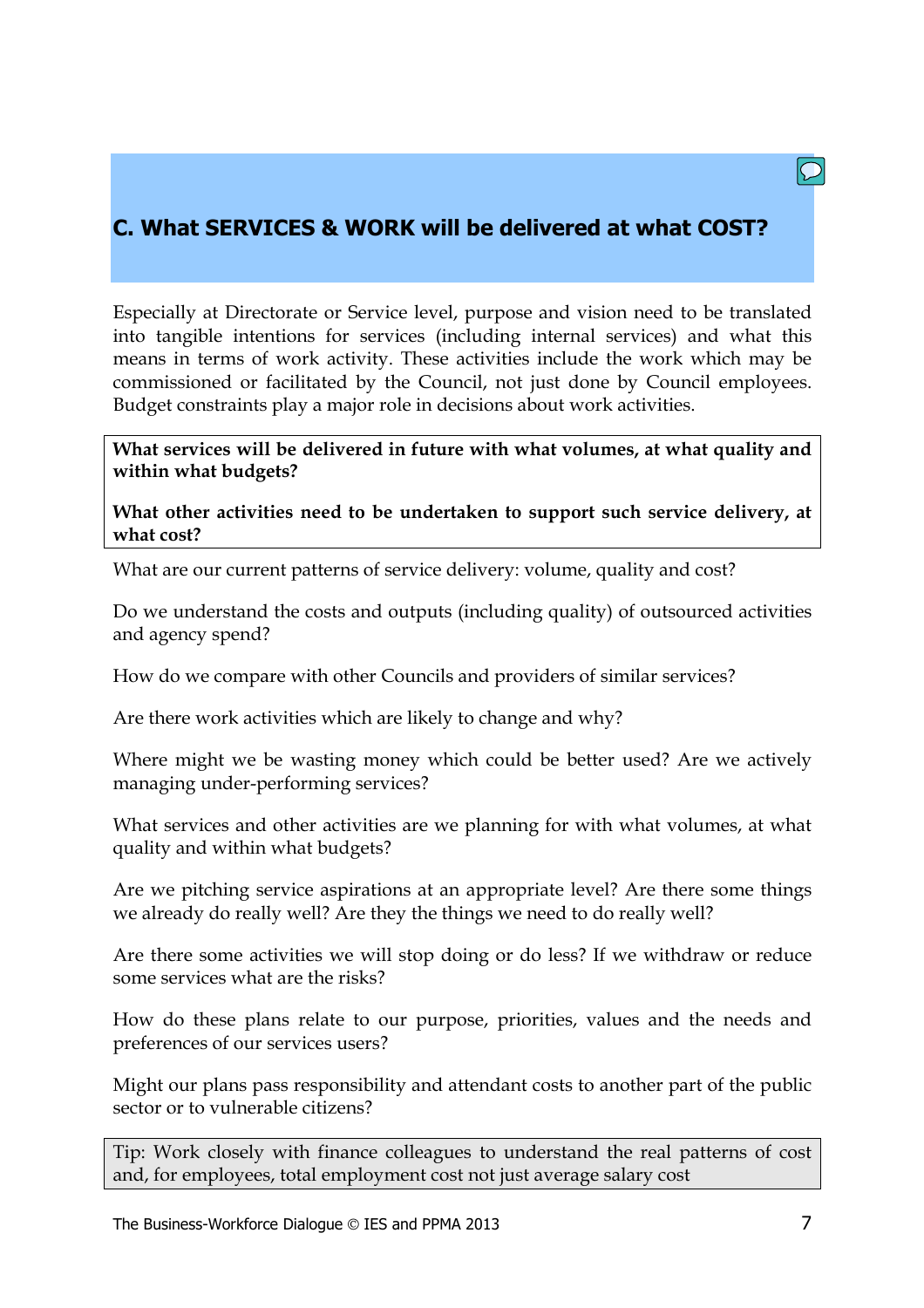## C. What SERVICES & WORK will be delivered at what COST?

Especially at Directorate or Service level, purpose and vision need to be translated into tangible intentions for services (including internal services) and what this means in terms of work activity. These activities include the work which may be commissioned or facilitated by the Council, not just done by Council employees. Budget constraints play a major role in decisions about work activities.

**What services will be delivered in future with what volumes, at what quality and within what budgets?**

**What other activities need to be undertaken to support such service delivery, at what cost?**

What are our current patterns of service delivery: volume, quality and cost?

Do we understand the costs and outputs (including quality) of outsourced activities and agency spend?

How do we compare with other Councils and providers of similar services?

Are there work activities which are likely to change and why?

Where might we be wasting money which could be better used? Are we actively managing under-performing services?

What services and other activities are we planning for with what volumes, at what quality and within what budgets?

Are we pitching service aspirations at an appropriate level? Are there some things we already do really well? Are they the things we need to do really well?

Are there some activities we will stop doing or do less? If we withdraw or reduce some services what are the risks?

How do these plans relate to our purpose, priorities, values and the needs and preferences of our services users?

Might our plans pass responsibility and attendant costs to another part of the public sector or to vulnerable citizens?

Tip: Work closely with finance colleagues to understand the real patterns of cost and, for employees, total employment cost not just average salary cost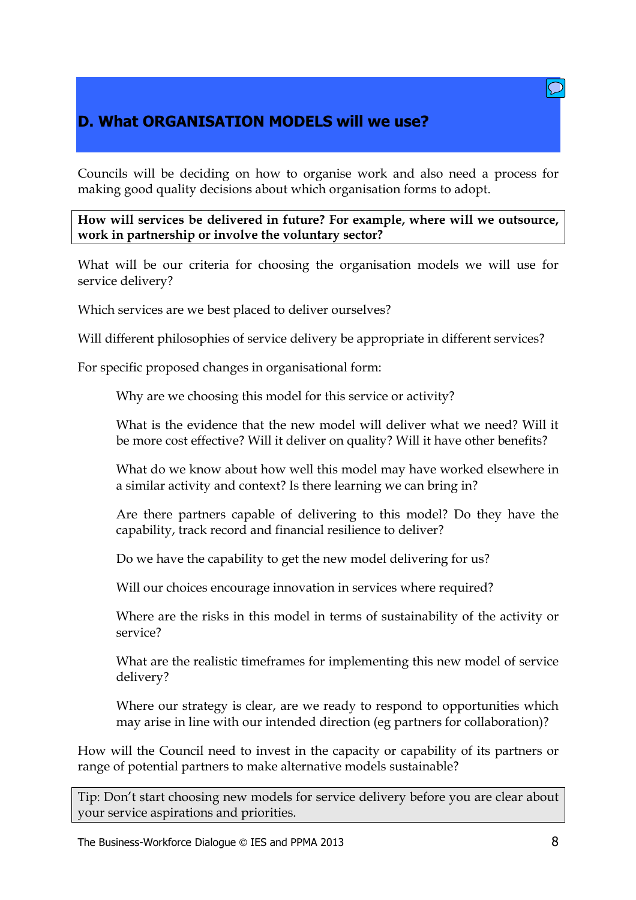## D. What ORGANISATION MODELS will we use?

Councils will be deciding on how to organise work and also need a process for making good quality decisions about which organisation forms to adopt.

**How will services be delivered in future? For example, where will we outsource, work in partnership or involve the voluntary sector?**

What will be our criteria for choosing the organisation models we will use for service delivery?

Which services are we best placed to deliver ourselves?

Will different philosophies of service delivery be appropriate in different services?

For specific proposed changes in organisational form:

> Why are we choosing this model for this service or activity?
>
> What is the evidence that the new model will deliver what we need? Will it be more cost effective? Will it deliver on quality? Will it have other benefits?
>
> What do we know about how well this model may have worked elsewhere in a similar activity and context? Is there learning we can bring in?
>
> Are there partners capable of delivering to this model? Do they have the capability, track record and financial resilience to deliver?
>
> Do we have the capability to get the new model delivering for us?
>
> Will our choices encourage innovation in services where required?
>
> Where are the risks in this model in terms of sustainability of the activity or service?
>
> What are the realistic timeframes for implementing this new model of service delivery?
>
> Where our strategy is clear, are we ready to respond to opportunities which may arise in line with our intended direction (eg partners for collaboration)?

How will the Council need to invest in the capacity or capability of its partners or range of potential partners to make alternative models sustainable?

Tip: Don't start choosing new models for service delivery before you are clear about your service aspirations and priorities.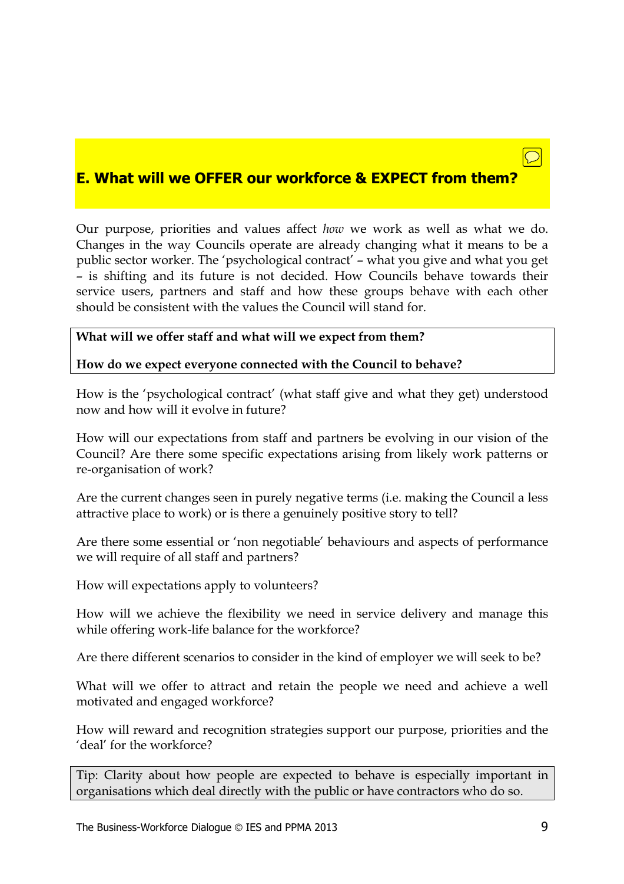## E. What will we OFFER our workforce & EXPECT from them?

Our purpose, priorities and values affect *how* we work as well as what we do. Changes in the way Councils operate are already changing what it means to be a public sector worker. The 'psychological contract' – what you give and what you get – is shifting and its future is not decided. How Councils behave towards their service users, partners and staff and how these groups behave with each other should be consistent with the values the Council will stand for.

**What will we offer staff and what will we expect from them?**

**How do we expect everyone connected with the Council to behave?**

How is the 'psychological contract' (what staff give and what they get) understood now and how will it evolve in future?

How will our expectations from staff and partners be evolving in our vision of the Council? Are there some specific expectations arising from likely work patterns or re-organisation of work?

Are the current changes seen in purely negative terms (i.e. making the Council a less attractive place to work) or is there a genuinely positive story to tell?

Are there some essential or 'non negotiable' behaviours and aspects of performance we will require of all staff and partners?

How will expectations apply to volunteers?

How will we achieve the flexibility we need in service delivery and manage this while offering work-life balance for the workforce?

Are there different scenarios to consider in the kind of employer we will seek to be?

What will we offer to attract and retain the people we need and achieve a well motivated and engaged workforce?

How will reward and recognition strategies support our purpose, priorities and the 'deal' for the workforce?

Tip: Clarity about how people are expected to behave is especially important in organisations which deal directly with the public or have contractors who do so.

The Business-Workforce Dialogue © IES and PPMA 2013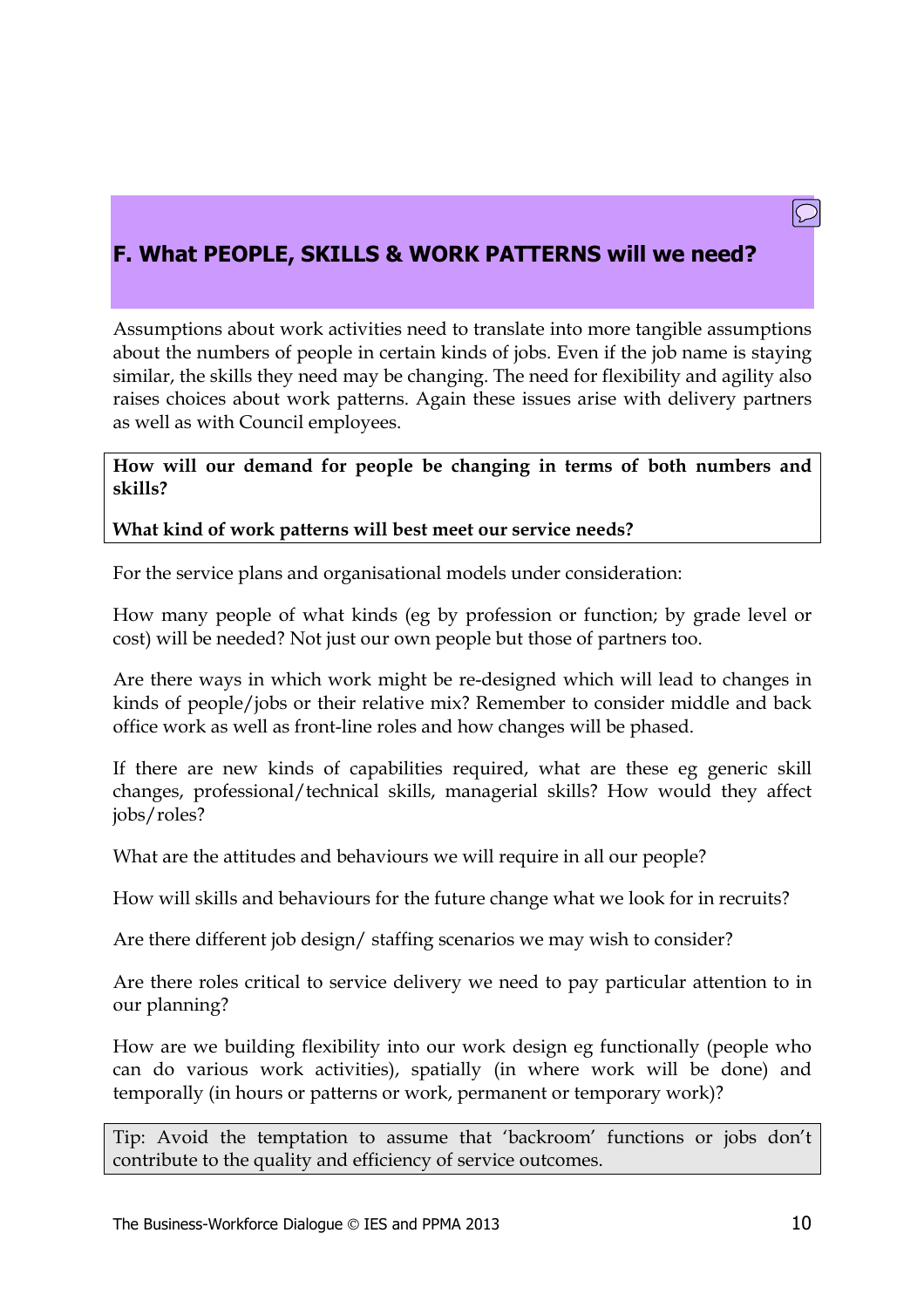## F. What PEOPLE, SKILLS & WORK PATTERNS will we need?

Assumptions about work activities need to translate into more tangible assumptions about the numbers of people in certain kinds of jobs. Even if the job name is staying similar, the skills they need may be changing. The need for flexibility and agility also raises choices about work patterns. Again these issues arise with delivery partners as well as with Council employees.

**How will our demand for people be changing in terms of both numbers and skills?**

**What kind of work patterns will best meet our service needs?**

For the service plans and organisational models under consideration:

How many people of what kinds (eg by profession or function; by grade level or cost) will be needed? Not just our own people but those of partners too.

Are there ways in which work might be re-designed which will lead to changes in kinds of people/jobs or their relative mix? Remember to consider middle and back office work as well as front-line roles and how changes will be phased.

If there are new kinds of capabilities required, what are these eg generic skill changes, professional/technical skills, managerial skills? How would they affect jobs/roles?

What are the attitudes and behaviours we will require in all our people?

How will skills and behaviours for the future change what we look for in recruits?

Are there different job design/ staffing scenarios we may wish to consider?

Are there roles critical to service delivery we need to pay particular attention to in our planning?

How are we building flexibility into our work design eg functionally (people who can do various work activities), spatially (in where work will be done) and temporally (in hours or patterns or work, permanent or temporary work)?

Tip: Avoid the temptation to assume that 'backroom' functions or jobs don't contribute to the quality and efficiency of service outcomes.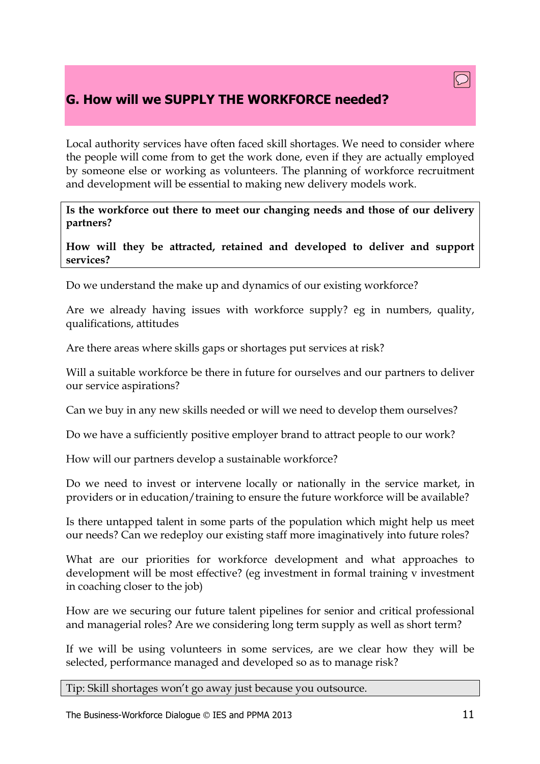## G. How will we SUPPLY THE WORKFORCE needed?

Local authority services have often faced skill shortages. We need to consider where the people will come from to get the work done, even if they are actually employed by someone else or working as volunteers. The planning of workforce recruitment and development will be essential to making new delivery models work.

**Is the workforce out there to meet our changing needs and those of our delivery partners?**

**How will they be attracted, retained and developed to deliver and support services?**

Do we understand the make up and dynamics of our existing workforce?

Are we already having issues with workforce supply? eg in numbers, quality, qualifications, attitudes

Are there areas where skills gaps or shortages put services at risk?

Will a suitable workforce be there in future for ourselves and our partners to deliver our service aspirations?

Can we buy in any new skills needed or will we need to develop them ourselves?

Do we have a sufficiently positive employer brand to attract people to our work?

How will our partners develop a sustainable workforce?

Do we need to invest or intervene locally or nationally in the service market, in providers or in education/training to ensure the future workforce will be available?

Is there untapped talent in some parts of the population which might help us meet our needs? Can we redeploy our existing staff more imaginatively into future roles?

What are our priorities for workforce development and what approaches to development will be most effective? (eg investment in formal training v investment in coaching closer to the job)

How are we securing our future talent pipelines for senior and critical professional and managerial roles? Are we considering long term supply as well as short term?

If we will be using volunteers in some services, are we clear how they will be selected, performance managed and developed so as to manage risk?

Tip: Skill shortages won't go away just because you outsource.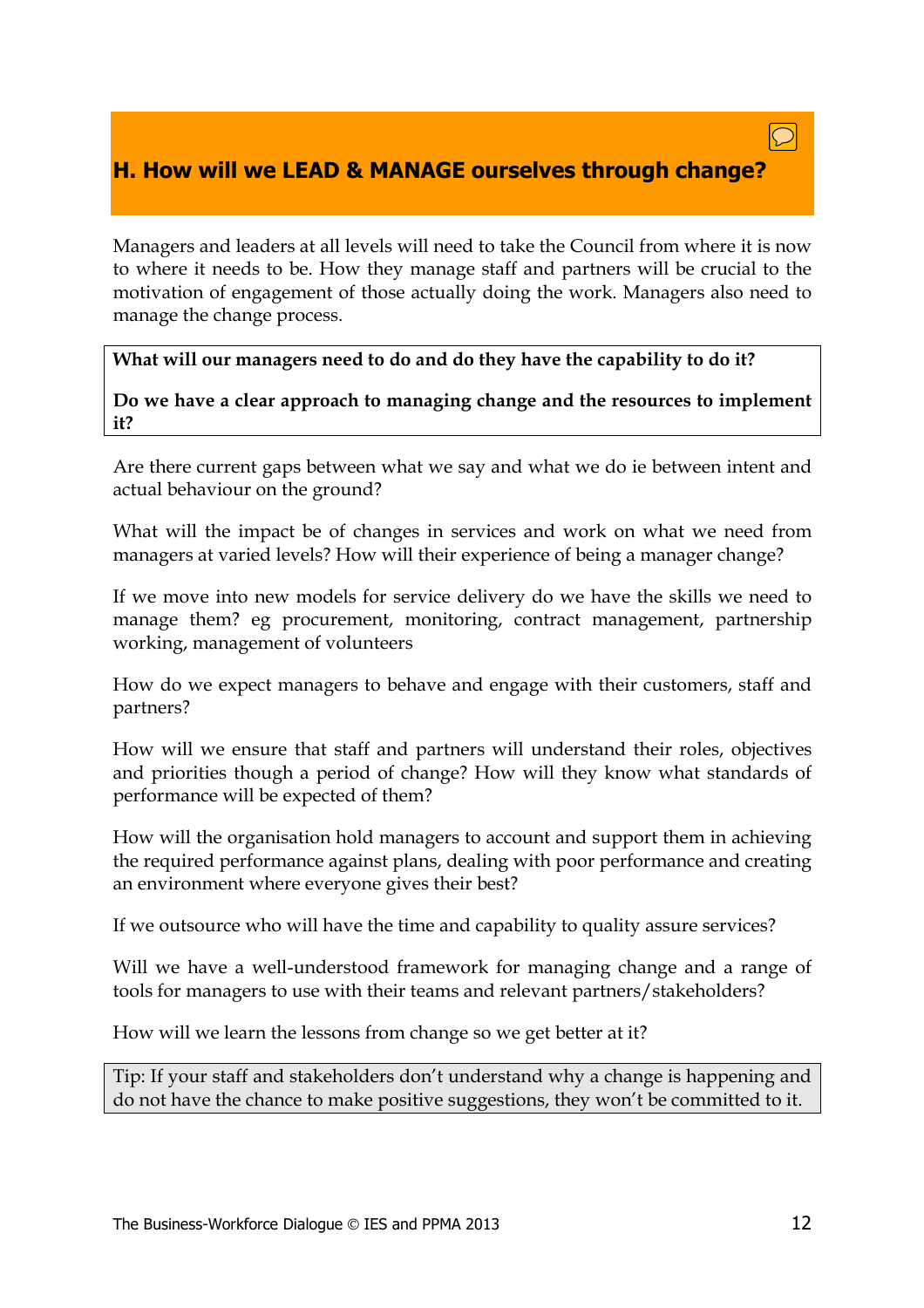## H. How will we LEAD & MANAGE ourselves through change?

Managers and leaders at all levels will need to take the Council from where it is now to where it needs to be. How they manage staff and partners will be crucial to the motivation of engagement of those actually doing the work. Managers also need to manage the change process.

**What will our managers need to do and do they have the capability to do it?**

**Do we have a clear approach to managing change and the resources to implement it?**

Are there current gaps between what we say and what we do ie between intent and actual behaviour on the ground?

What will the impact be of changes in services and work on what we need from managers at varied levels? How will their experience of being a manager change?

If we move into new models for service delivery do we have the skills we need to manage them? eg procurement, monitoring, contract management, partnership working, management of volunteers

How do we expect managers to behave and engage with their customers, staff and partners?

How will we ensure that staff and partners will understand their roles, objectives and priorities though a period of change? How will they know what standards of performance will be expected of them?

How will the organisation hold managers to account and support them in achieving the required performance against plans, dealing with poor performance and creating an environment where everyone gives their best?

If we outsource who will have the time and capability to quality assure services?

Will we have a well-understood framework for managing change and a range of tools for managers to use with their teams and relevant partners/stakeholders?

How will we learn the lessons from change so we get better at it?

Tip: If your staff and stakeholders don't understand why a change is happening and do not have the chance to make positive suggestions, they won't be committed to it.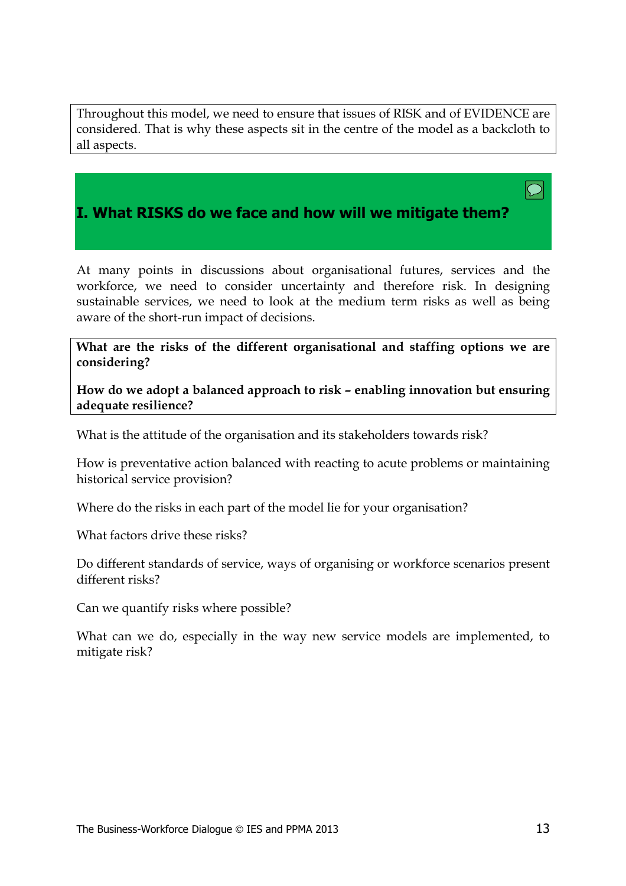Throughout this model, we need to ensure that issues of RISK and of EVIDENCE are considered. That is why these aspects sit in the centre of the model as a backcloth to all aspects.

## I. What RISKS do we face and how will we mitigate them?

At many points in discussions about organisational futures, services and the workforce, we need to consider uncertainty and therefore risk. In designing sustainable services, we need to look at the medium term risks as well as being aware of the short-run impact of decisions.

**What are the risks of the different organisational and staffing options we are considering?**

**How do we adopt a balanced approach to risk – enabling innovation but ensuring adequate resilience?**

What is the attitude of the organisation and its stakeholders towards risk?

How is preventative action balanced with reacting to acute problems or maintaining historical service provision?

Where do the risks in each part of the model lie for your organisation?

What factors drive these risks?

Do different standards of service, ways of organising or workforce scenarios present different risks?

Can we quantify risks where possible?

What can we do, especially in the way new service models are implemented, to mitigate risk?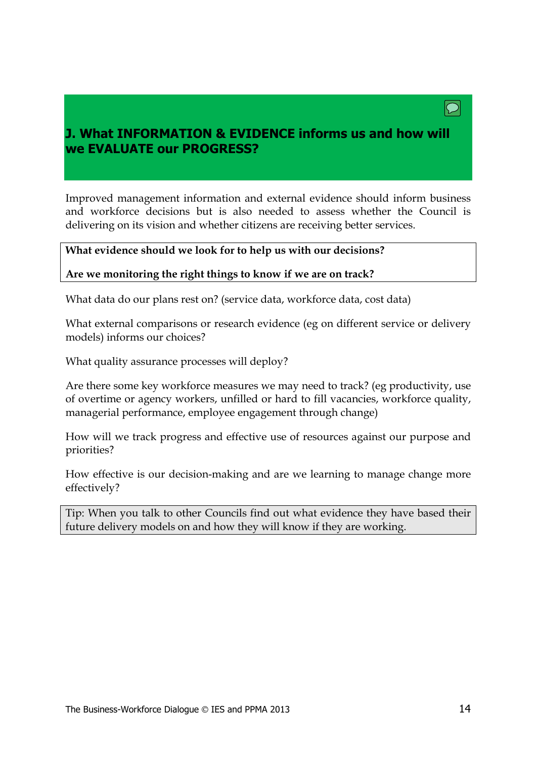## J. What INFORMATION & EVIDENCE informs us and how will we EVALUATE our PROGRESS?

Improved management information and external evidence should inform business and workforce decisions but is also needed to assess whether the Council is delivering on its vision and whether citizens are receiving better services.

**What evidence should we look for to help us with our decisions?**

**Are we monitoring the right things to know if we are on track?**

What data do our plans rest on? (service data, workforce data, cost data)

What external comparisons or research evidence (eg on different service or delivery models) informs our choices?

What quality assurance processes will deploy?

Are there some key workforce measures we may need to track? (eg productivity, use of overtime or agency workers, unfilled or hard to fill vacancies, workforce quality, managerial performance, employee engagement through change)

How will we track progress and effective use of resources against our purpose and priorities?

How effective is our decision-making and are we learning to manage change more effectively?

Tip: When you talk to other Councils find out what evidence they have based their future delivery models on and how they will know if they are working.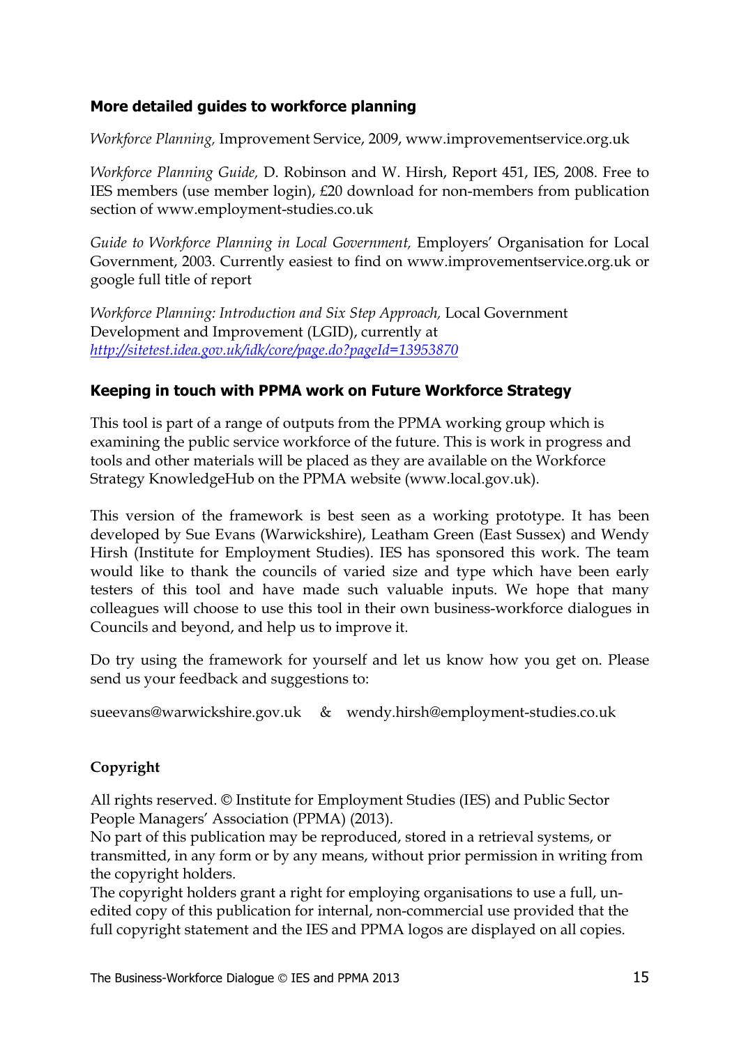### More detailed guides to workforce planning

*Workforce Planning,* Improvement Service, 2009, www.improvementservice.org.uk

*Workforce Planning Guide,* D. Robinson and W. Hirsh, Report 451, IES, 2008. Free to IES members (use member login), £20 download for non-members from publication section of www.employment-studies.co.uk

*Guide to Workforce Planning in Local Government,* Employers' Organisation for Local Government, 2003. Currently easiest to find on www.improvementservice.org.uk or google full title of report

*Workforce Planning: Introduction and Six Step Approach,* Local Government Development and Improvement (LGID), currently at *http://sitetest.idea.gov.uk/idk/core/page.do?pageId=13953870*

### Keeping in touch with PPMA work on Future Workforce Strategy

This tool is part of a range of outputs from the PPMA working group which is examining the public service workforce of the future. This is work in progress and tools and other materials will be placed as they are available on the Workforce Strategy KnowledgeHub on the PPMA website (www.local.gov.uk).

This version of the framework is best seen as a working prototype. It has been developed by Sue Evans (Warwickshire), Leatham Green (East Sussex) and Wendy Hirsh (Institute for Employment Studies). IES has sponsored this work. The team would like to thank the councils of varied size and type which have been early testers of this tool and have made such valuable inputs. We hope that many colleagues will choose to use this tool in their own business-workforce dialogues in Councils and beyond, and help us to improve it.

Do try using the framework for yourself and let us know how you get on. Please send us your feedback and suggestions to:

sueevans@warwickshire.gov.uk & wendy.hirsh@employment-studies.co.uk

**Copyright**

All rights reserved. © Institute for Employment Studies (IES) and Public Sector People Managers' Association (PPMA) (2013).
No part of this publication may be reproduced, stored in a retrieval systems, or transmitted, in any form or by any means, without prior permission in writing from the copyright holders.
The copyright holders grant a right for employing organisations to use a full, un-edited copy of this publication for internal, non-commercial use provided that the full copyright statement and the IES and PPMA logos are displayed on all copies.